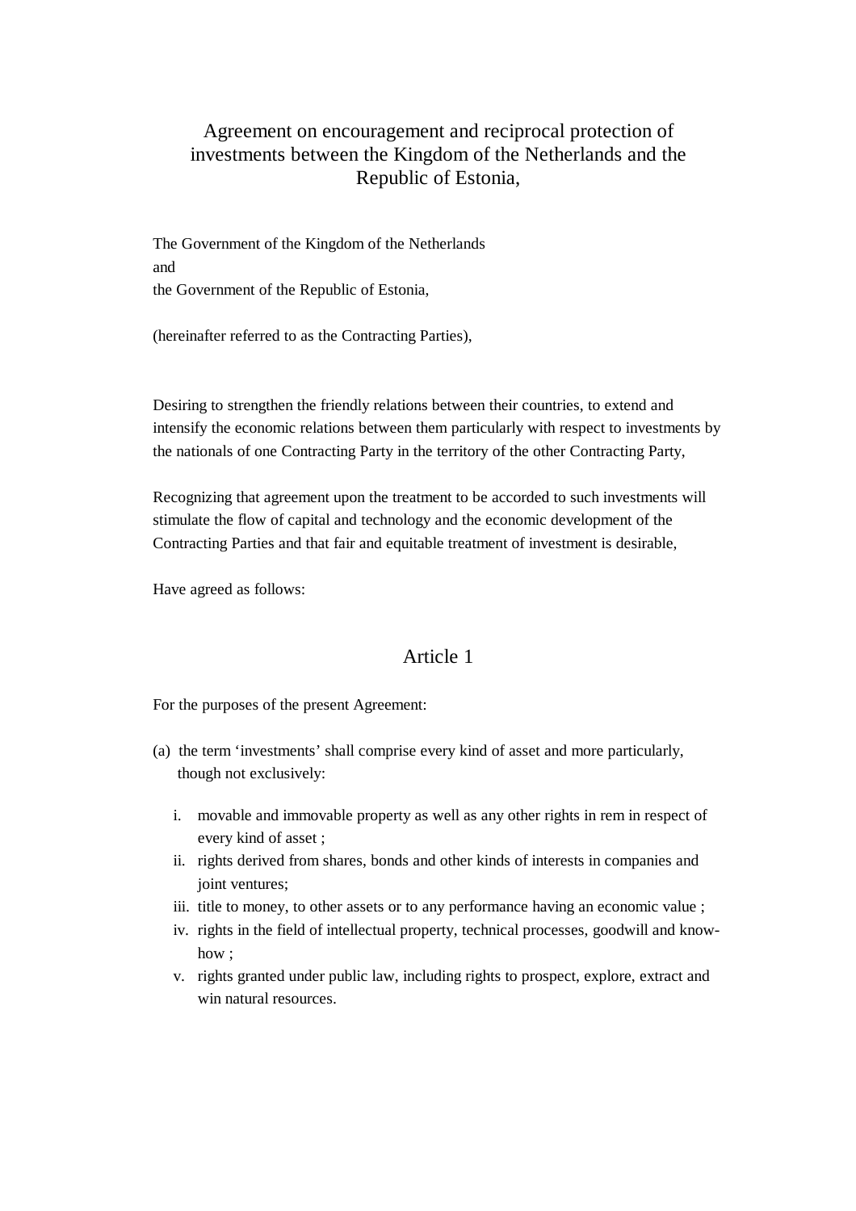# Agreement on encouragement and reciprocal protection of investments between the Kingdom of the Netherlands and the Republic of Estonia,

The Government of the Kingdom of the Netherlands
and
the Government of the Republic of Estonia,

(hereinafter referred to as the Contracting Parties),

Desiring to strengthen the friendly relations between their countries, to extend and intensify the economic relations between them particularly with respect to investments by the nationals of one Contracting Party in the territory of the other Contracting Party,

Recognizing that agreement upon the treatment to be accorded to such investments will stimulate the flow of capital and technology and the economic development of the Contracting Parties and that fair and equitable treatment of investment is desirable,

Have agreed as follows:

## Article 1

For the purposes of the present Agreement:

(a) the term 'investments' shall comprise every kind of asset and more particularly, though not exclusively:

   i. movable and immovable property as well as any other rights in rem in respect of every kind of asset ;
   ii. rights derived from shares, bonds and other kinds of interests in companies and joint ventures;
   iii. title to money, to other assets or to any performance having an economic value ;
   iv. rights in the field of intellectual property, technical processes, goodwill and know-how ;
   v. rights granted under public law, including rights to prospect, explore, extract and win natural resources.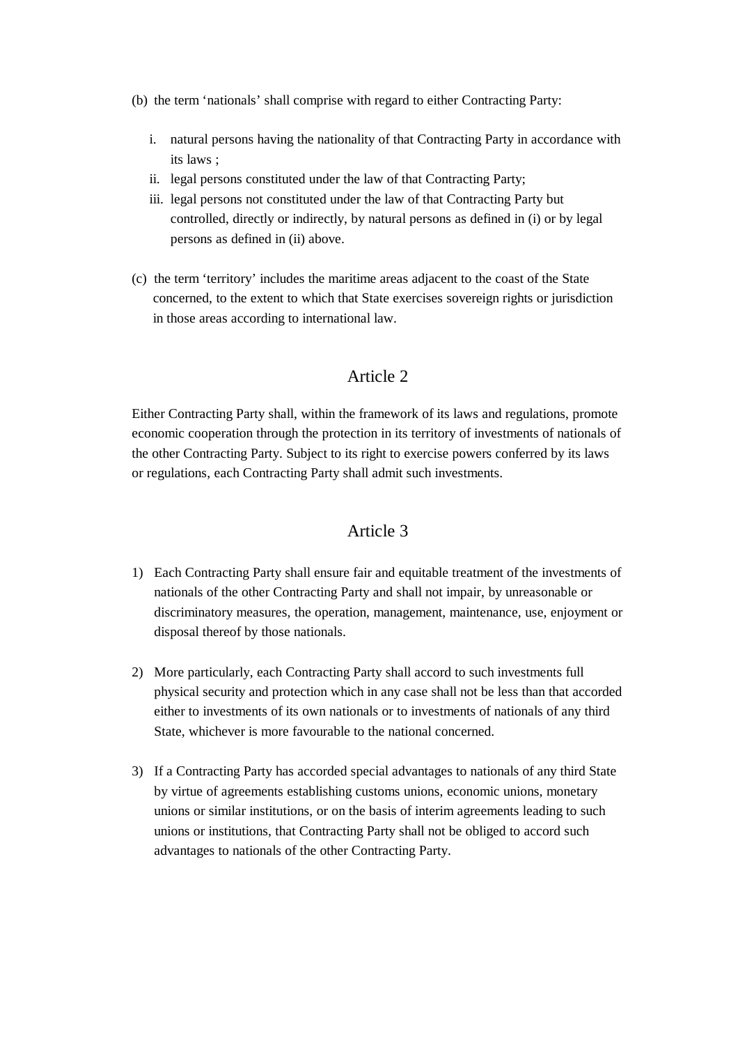(b) the term 'nationals' shall comprise with regard to either Contracting Party:

   i. natural persons having the nationality of that Contracting Party in accordance with its laws ;
   ii. legal persons constituted under the law of that Contracting Party;
   iii. legal persons not constituted under the law of that Contracting Party but controlled, directly or indirectly, by natural persons as defined in (i) or by legal persons as defined in (ii) above.

(c) the term 'territory' includes the maritime areas adjacent to the coast of the State concerned, to the extent to which that State exercises sovereign rights or jurisdiction in those areas according to international law.

## Article 2

Either Contracting Party shall, within the framework of its laws and regulations, promote economic cooperation through the protection in its territory of investments of nationals of the other Contracting Party. Subject to its right to exercise powers conferred by its laws or regulations, each Contracting Party shall admit such investments.

## Article 3

1) Each Contracting Party shall ensure fair and equitable treatment of the investments of nationals of the other Contracting Party and shall not impair, by unreasonable or discriminatory measures, the operation, management, maintenance, use, enjoyment or disposal thereof by those nationals.

2) More particularly, each Contracting Party shall accord to such investments full physical security and protection which in any case shall not be less than that accorded either to investments of its own nationals or to investments of nationals of any third State, whichever is more favourable to the national concerned.

3) If a Contracting Party has accorded special advantages to nationals of any third State by virtue of agreements establishing customs unions, economic unions, monetary unions or similar institutions, or on the basis of interim agreements leading to such unions or institutions, that Contracting Party shall not be obliged to accord such advantages to nationals of the other Contracting Party.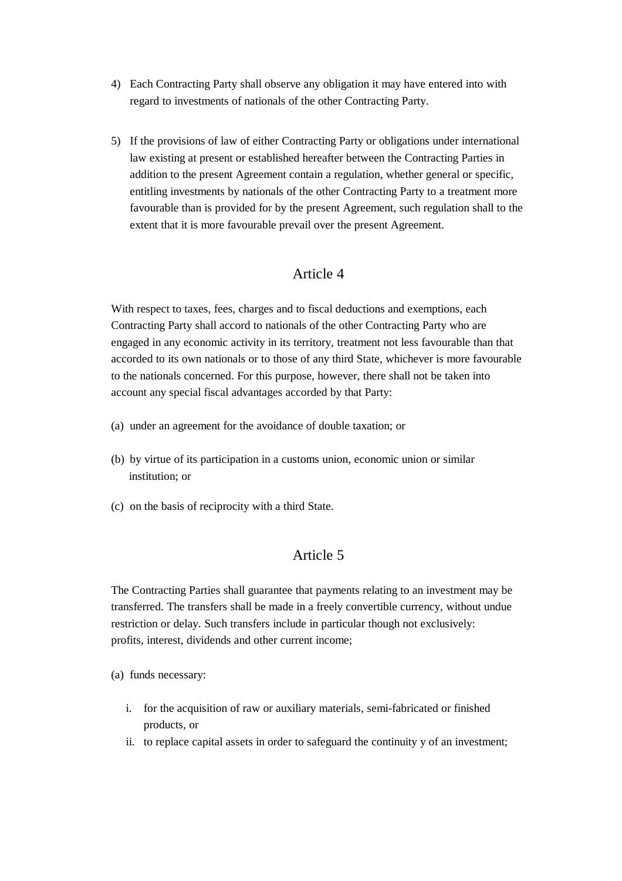4) Each Contracting Party shall observe any obligation it may have entered into with regard to investments of nationals of the other Contracting Party.

5) If the provisions of law of either Contracting Party or obligations under international law existing at present or established hereafter between the Contracting Parties in addition to the present Agreement contain a regulation, whether general or specific, entitling investments by nationals of the other Contracting Party to a treatment more favourable than is provided for by the present Agreement, such regulation shall to the extent that it is more favourable prevail over the present Agreement.

## Article 4

With respect to taxes, fees, charges and to fiscal deductions and exemptions, each Contracting Party shall accord to nationals of the other Contracting Party who are engaged in any economic activity in its territory, treatment not less favourable than that accorded to its own nationals or to those of any third State, whichever is more favourable to the nationals concerned. For this purpose, however, there shall not be taken into account any special fiscal advantages accorded by that Party:

(a) under an agreement for the avoidance of double taxation; or

(b) by virtue of its participation in a customs union, economic union or similar institution; or

(c) on the basis of reciprocity with a third State.

## Article 5

The Contracting Parties shall guarantee that payments relating to an investment may be transferred. The transfers shall be made in a freely convertible currency, without undue restriction or delay. Such transfers include in particular though not exclusively: profits, interest, dividends and other current income;

(a) funds necessary:

   i. for the acquisition of raw or auxiliary materials, semi-fabricated or finished products, or
   ii. to replace capital assets in order to safeguard the continuity y of an investment;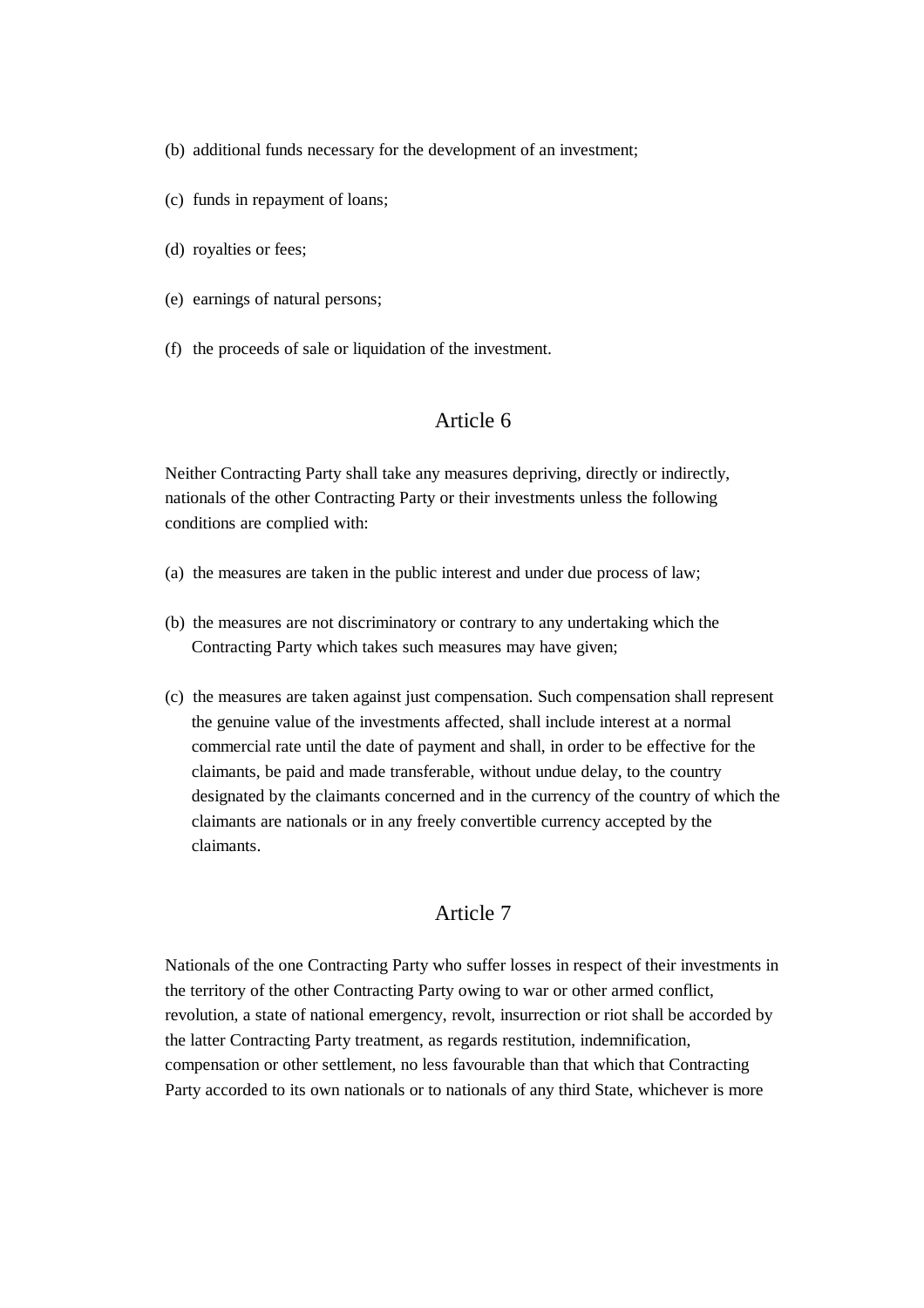(b) additional funds necessary for the development of an investment;

(c) funds in repayment of loans;

(d) royalties or fees;

(e) earnings of natural persons;

(f) the proceeds of sale or liquidation of the investment.

## Article 6

Neither Contracting Party shall take any measures depriving, directly or indirectly, nationals of the other Contracting Party or their investments unless the following conditions are complied with:

(a) the measures are taken in the public interest and under due process of law;

(b) the measures are not discriminatory or contrary to any undertaking which the Contracting Party which takes such measures may have given;

(c) the measures are taken against just compensation. Such compensation shall represent the genuine value of the investments affected, shall include interest at a normal commercial rate until the date of payment and shall, in order to be effective for the claimants, be paid and made transferable, without undue delay, to the country designated by the claimants concerned and in the currency of the country of which the claimants are nationals or in any freely convertible currency accepted by the claimants.

## Article 7

Nationals of the one Contracting Party who suffer losses in respect of their investments in the territory of the other Contracting Party owing to war or other armed conflict, revolution, a state of national emergency, revolt, insurrection or riot shall be accorded by the latter Contracting Party treatment, as regards restitution, indemnification, compensation or other settlement, no less favourable than that which that Contracting Party accorded to its own nationals or to nationals of any third State, whichever is more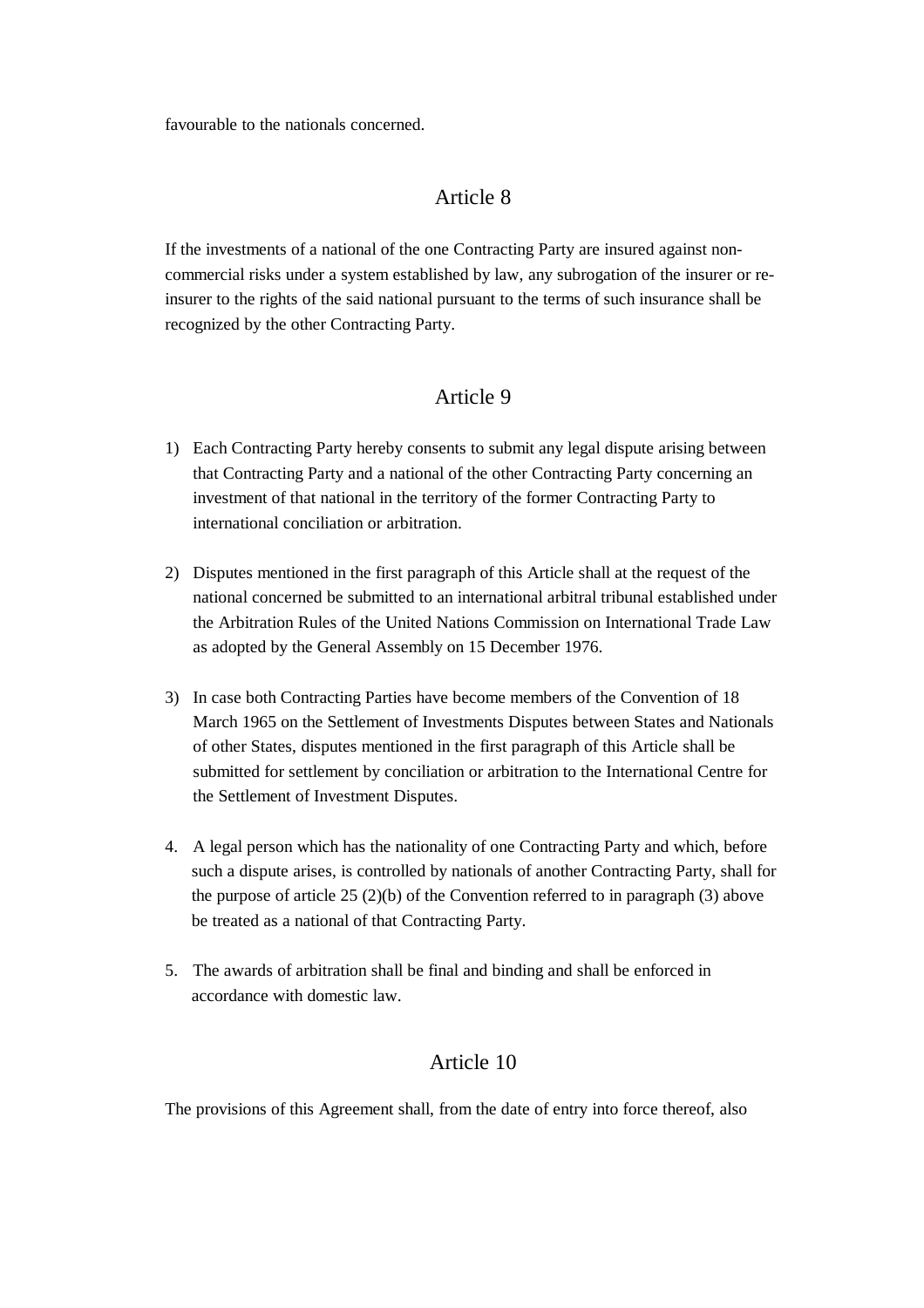favourable to the nationals concerned.

## Article 8

If the investments of a national of the one Contracting Party are insured against non-commercial risks under a system established by law, any subrogation of the insurer or re-insurer to the rights of the said national pursuant to the terms of such insurance shall be recognized by the other Contracting Party.

## Article 9

1) Each Contracting Party hereby consents to submit any legal dispute arising between that Contracting Party and a national of the other Contracting Party concerning an investment of that national in the territory of the former Contracting Party to international conciliation or arbitration.

2) Disputes mentioned in the first paragraph of this Article shall at the request of the national concerned be submitted to an international arbitral tribunal established under the Arbitration Rules of the United Nations Commission on International Trade Law as adopted by the General Assembly on 15 December 1976.

3) In case both Contracting Parties have become members of the Convention of 18 March 1965 on the Settlement of Investments Disputes between States and Nationals of other States, disputes mentioned in the first paragraph of this Article shall be submitted for settlement by conciliation or arbitration to the International Centre for the Settlement of Investment Disputes.

4. A legal person which has the nationality of one Contracting Party and which, before such a dispute arises, is controlled by nationals of another Contracting Party, shall for the purpose of article 25 (2)(b) of the Convention referred to in paragraph (3) above be treated as a national of that Contracting Party.

5. The awards of arbitration shall be final and binding and shall be enforced in accordance with domestic law.

## Article 10

The provisions of this Agreement shall, from the date of entry into force thereof, also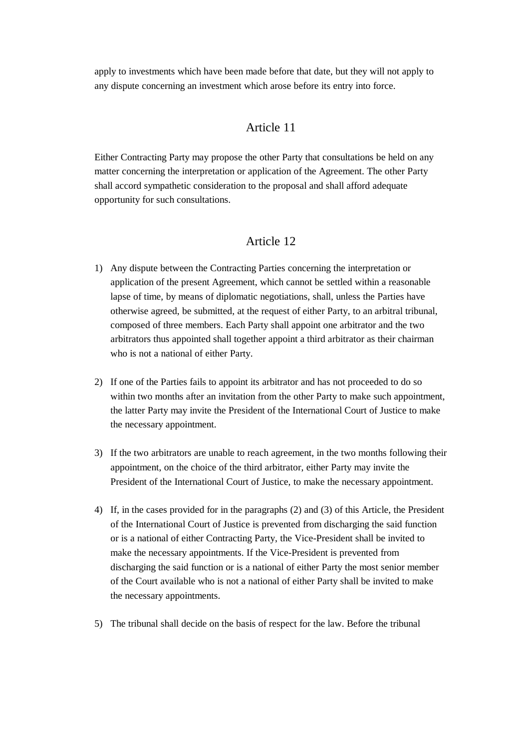apply to investments which have been made before that date, but they will not apply to any dispute concerning an investment which arose before its entry into force.

## Article 11

Either Contracting Party may propose the other Party that consultations be held on any matter concerning the interpretation or application of the Agreement. The other Party shall accord sympathetic consideration to the proposal and shall afford adequate opportunity for such consultations.

## Article 12

1) Any dispute between the Contracting Parties concerning the interpretation or application of the present Agreement, which cannot be settled within a reasonable lapse of time, by means of diplomatic negotiations, shall, unless the Parties have otherwise agreed, be submitted, at the request of either Party, to an arbitral tribunal, composed of three members. Each Party shall appoint one arbitrator and the two arbitrators thus appointed shall together appoint a third arbitrator as their chairman who is not a national of either Party.

2) If one of the Parties fails to appoint its arbitrator and has not proceeded to do so within two months after an invitation from the other Party to make such appointment, the latter Party may invite the President of the International Court of Justice to make the necessary appointment.

3) If the two arbitrators are unable to reach agreement, in the two months following their appointment, on the choice of the third arbitrator, either Party may invite the President of the International Court of Justice, to make the necessary appointment.

4) If, in the cases provided for in the paragraphs (2) and (3) of this Article, the President of the International Court of Justice is prevented from discharging the said function or is a national of either Contracting Party, the Vice-President shall be invited to make the necessary appointments. If the Vice-President is prevented from discharging the said function or is a national of either Party the most senior member of the Court available who is not a national of either Party shall be invited to make the necessary appointments.

5) The tribunal shall decide on the basis of respect for the law. Before the tribunal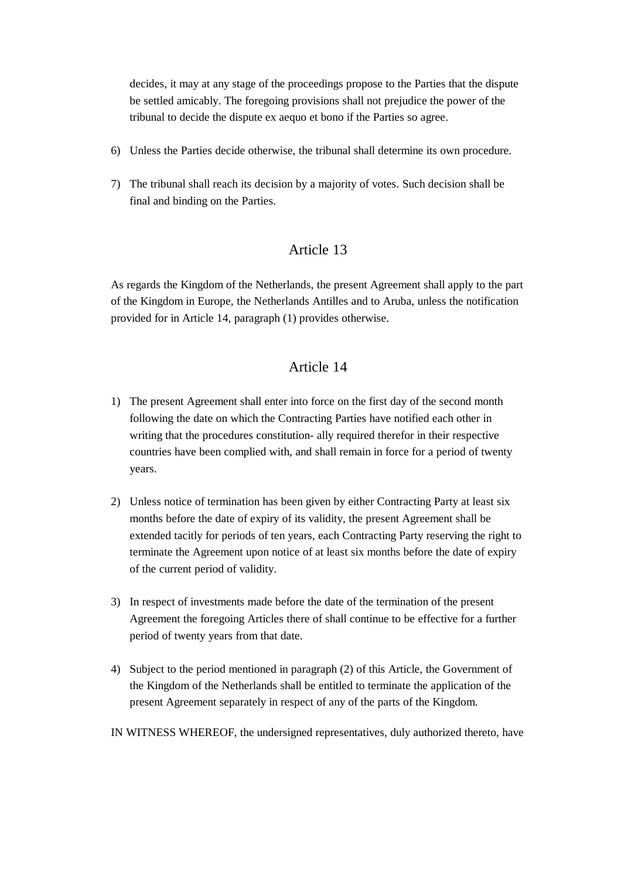decides, it may at any stage of the proceedings propose to the Parties that the dispute be settled amicably. The foregoing provisions shall not prejudice the power of the tribunal to decide the dispute ex aequo et bono if the Parties so agree.

6) Unless the Parties decide otherwise, the tribunal shall determine its own procedure.

7) The tribunal shall reach its decision by a majority of votes. Such decision shall be final and binding on the Parties.

## Article 13

As regards the Kingdom of the Netherlands, the present Agreement shall apply to the part of the Kingdom in Europe, the Netherlands Antilles and to Aruba, unless the notification provided for in Article 14, paragraph (1) provides otherwise.

## Article 14

1) The present Agreement shall enter into force on the first day of the second month following the date on which the Contracting Parties have notified each other in writing that the procedures constitution- ally required therefor in their respective countries have been complied with, and shall remain in force for a period of twenty years.

2) Unless notice of termination has been given by either Contracting Party at least six months before the date of expiry of its validity, the present Agreement shall be extended tacitly for periods of ten years, each Contracting Party reserving the right to terminate the Agreement upon notice of at least six months before the date of expiry of the current period of validity.

3) In respect of investments made before the date of the termination of the present Agreement the foregoing Articles there of shall continue to be effective for a further period of twenty years from that date.

4) Subject to the period mentioned in paragraph (2) of this Article, the Government of the Kingdom of the Netherlands shall be entitled to terminate the application of the present Agreement separately in respect of any of the parts of the Kingdom.

IN WITNESS WHEREOF, the undersigned representatives, duly authorized thereto, have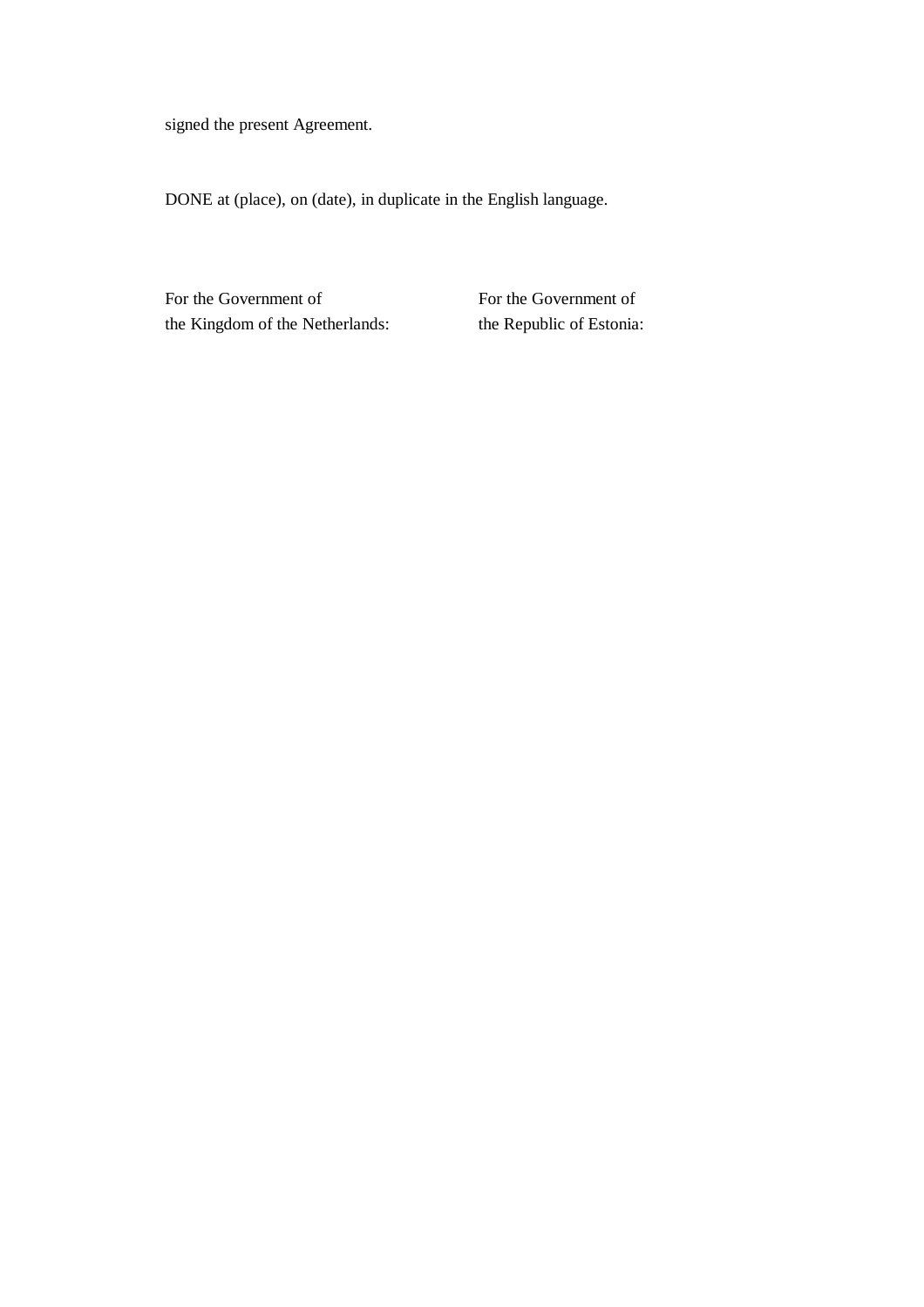signed the present Agreement.

DONE at (place), on (date), in duplicate in the English language.

| | |
|---|---|
| For the Government of<br>the Kingdom of the Netherlands: | For the Government of<br>the Republic of Estonia: |